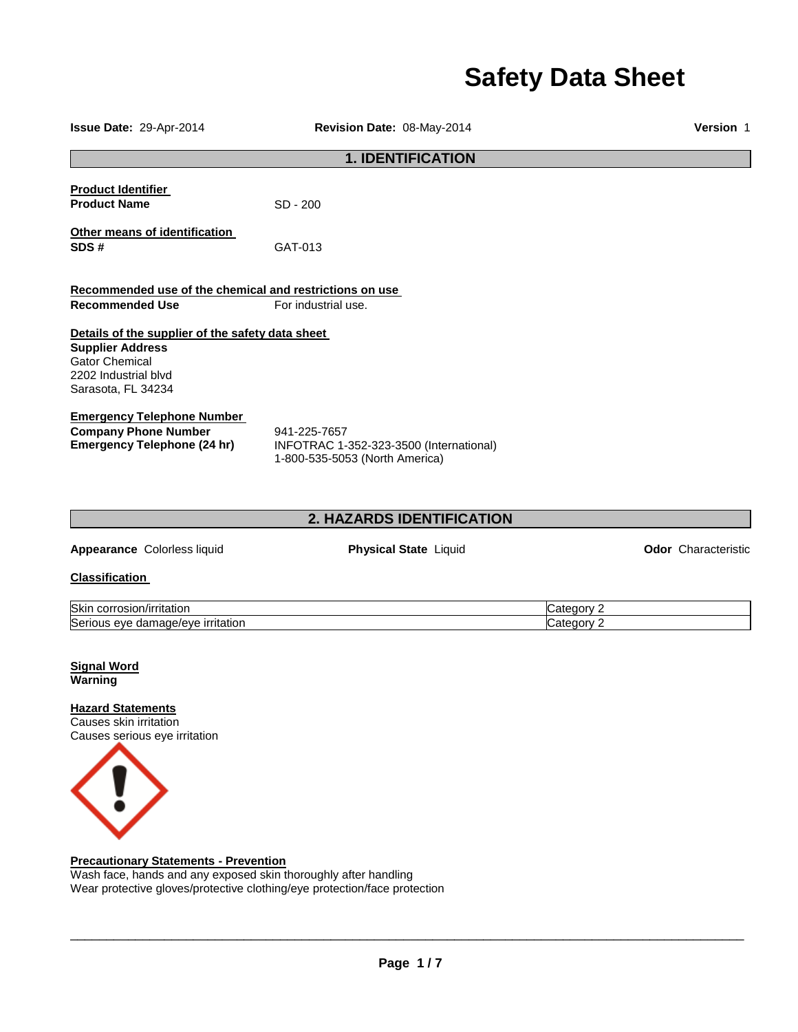# Safety Data Sheet

**Issue Date:** 29-Apr-2014 **Revision Date:** 08-May-2014 **Version** 1

## 1. IDENTIFICATION

**Product Identifier**

**Product Name** SD - 200

**Other means of identification**

**SDS #** GAT-013

**Recommended use of the chemical and restrictions on use**

**Recommended Use** For industrial use.

**Details of the supplier of the safety data sheet**

**Supplier Address**
Gator Chemical
2202 Industrial blvd
Sarasota, FL 34234

**Emergency Telephone Number**

**Company Phone Number** 941-225-7657

**Emergency Telephone (24 hr)** INFOTRAC 1-352-323-3500 (International)
1-800-535-5053 (North America)

## 2. HAZARDS IDENTIFICATION

**Appearance** Colorless liquid **Physical State** Liquid **Odor** Characteristic

**Classification**

| | |
|---|---|
| Skin corrosion/irritation | Category 2 |
| Serious eye damage/eye irritation | Category 2 |

**Signal Word**
**Warning**

**Hazard Statements**
Causes skin irritation
Causes serious eye irritation

**Precautionary Statements - Prevention**
Wash face, hands and any exposed skin thoroughly after handling
Wear protective gloves/protective clothing/eye protection/face protection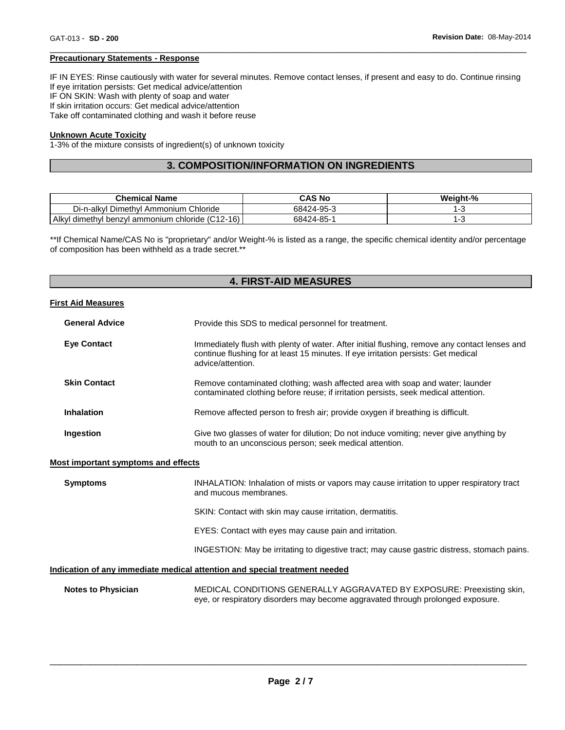#### Precautionary Statements - Response

IF IN EYES: Rinse cautiously with water for several minutes. Remove contact lenses, if present and easy to do. Continue rinsing
If eye irritation persists: Get medical advice/attention
IF ON SKIN: Wash with plenty of soap and water
If skin irritation occurs: Get medical advice/attention
Take off contaminated clothing and wash it before reuse

#### Unknown Acute Toxicity

1-3% of the mixture consists of ingredient(s) of unknown toxicity

## 3. COMPOSITION/INFORMATION ON INGREDIENTS

| Chemical Name | CAS No | Weight-% |
| --- | --- | --- |
| Di-n-alkyl Dimethyl Ammonium Chloride | 68424-95-3 | 1-3 |
| Alkyl dimethyl benzyl ammonium chloride (C12-16) | 68424-85-1 | 1-3 |

**If Chemical Name/CAS No is "proprietary" and/or Weight-% is listed as a range, the specific chemical identity and/or percentage of composition has been withheld as a trade secret.**

## 4. FIRST-AID MEASURES

#### First Aid Measures

**General Advice**
Provide this SDS to medical personnel for treatment.

**Eye Contact**
Immediately flush with plenty of water. After initial flushing, remove any contact lenses and continue flushing for at least 15 minutes. If eye irritation persists: Get medical advice/attention.

**Skin Contact**
Remove contaminated clothing; wash affected area with soap and water; launder contaminated clothing before reuse; if irritation persists, seek medical attention.

**Inhalation**
Remove affected person to fresh air; provide oxygen if breathing is difficult.

**Ingestion**
Give two glasses of water for dilution; Do not induce vomiting; never give anything by mouth to an unconscious person; seek medical attention.

#### Most important symptoms and effects

**Symptoms**
INHALATION: Inhalation of mists or vapors may cause irritation to upper respiratory tract and mucous membranes.

SKIN: Contact with skin may cause irritation, dermatitis.

EYES: Contact with eyes may cause pain and irritation.

INGESTION: May be irritating to digestive tract; may cause gastric distress, stomach pains.

#### Indication of any immediate medical attention and special treatment needed

**Notes to Physician**
MEDICAL CONDITIONS GENERALLY AGGRAVATED BY EXPOSURE: Preexisting skin, eye, or respiratory disorders may become aggravated through prolonged exposure.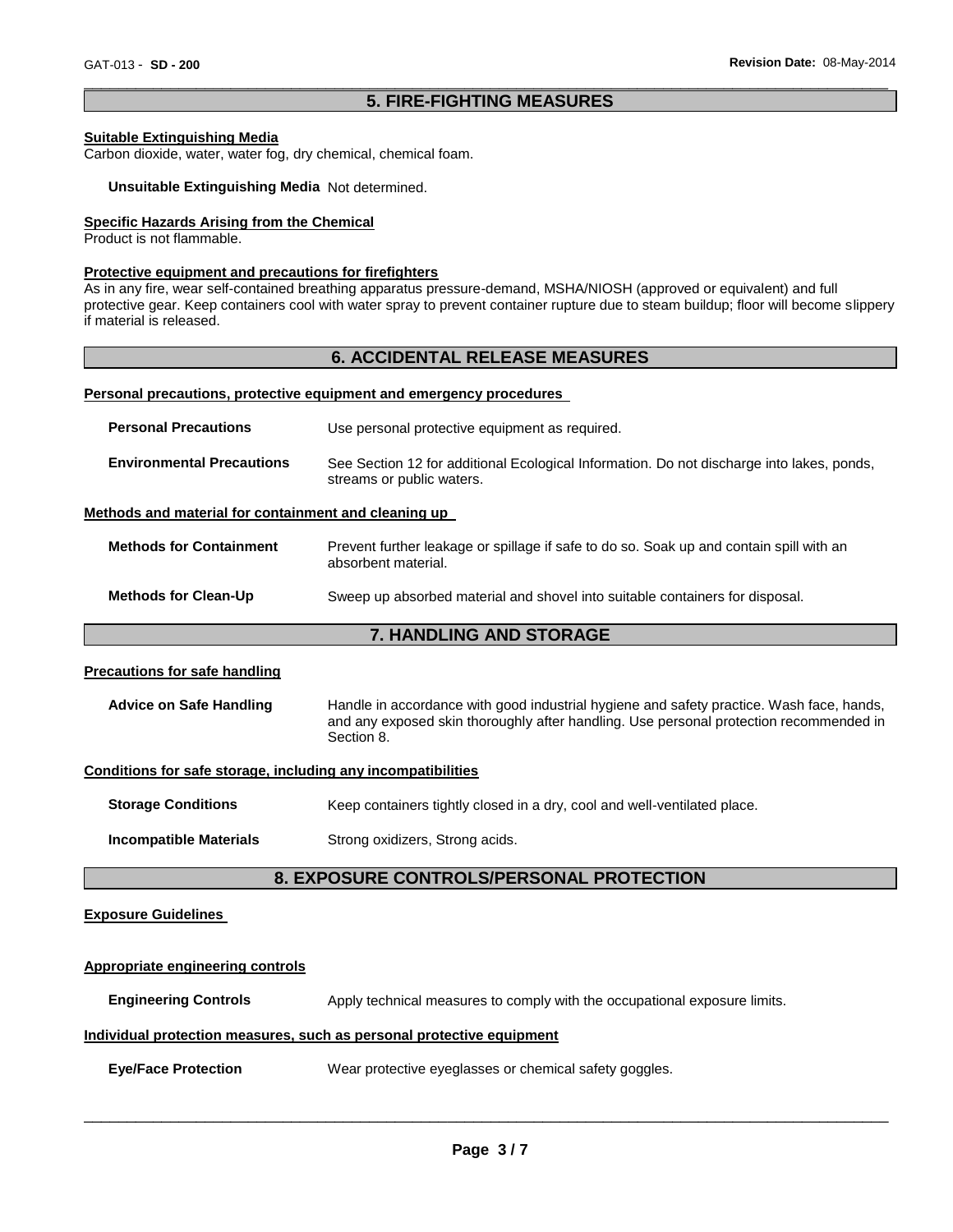## 5. FIRE-FIGHTING MEASURES

**Suitable Extinguishing Media**
Carbon dioxide, water, water fog, dry chemical, chemical foam.

**Unsuitable Extinguishing Media** Not determined.

**Specific Hazards Arising from the Chemical**
Product is not flammable.

**Protective equipment and precautions for firefighters**
As in any fire, wear self-contained breathing apparatus pressure-demand, MSHA/NIOSH (approved or equivalent) and full protective gear. Keep containers cool with water spray to prevent container rupture due to steam buildup; floor will become slippery if material is released.

## 6. ACCIDENTAL RELEASE MEASURES

**Personal precautions, protective equipment and emergency procedures**

**Personal Precautions** Use personal protective equipment as required.

**Environmental Precautions** See Section 12 for additional Ecological Information. Do not discharge into lakes, ponds, streams or public waters.

**Methods and material for containment and cleaning up**

**Methods for Containment** Prevent further leakage or spillage if safe to do so. Soak up and contain spill with an absorbent material.

**Methods for Clean-Up** Sweep up absorbed material and shovel into suitable containers for disposal.

## 7. HANDLING AND STORAGE

**Precautions for safe handling**

**Advice on Safe Handling** Handle in accordance with good industrial hygiene and safety practice. Wash face, hands, and any exposed skin thoroughly after handling. Use personal protection recommended in Section 8.

**Conditions for safe storage, including any incompatibilities**

**Storage Conditions** Keep containers tightly closed in a dry, cool and well-ventilated place.

**Incompatible Materials** Strong oxidizers, Strong acids.

## 8. EXPOSURE CONTROLS/PERSONAL PROTECTION

**Exposure Guidelines**

**Appropriate engineering controls**

**Engineering Controls** Apply technical measures to comply with the occupational exposure limits.

**Individual protection measures, such as personal protective equipment**

**Eye/Face Protection** Wear protective eyeglasses or chemical safety goggles.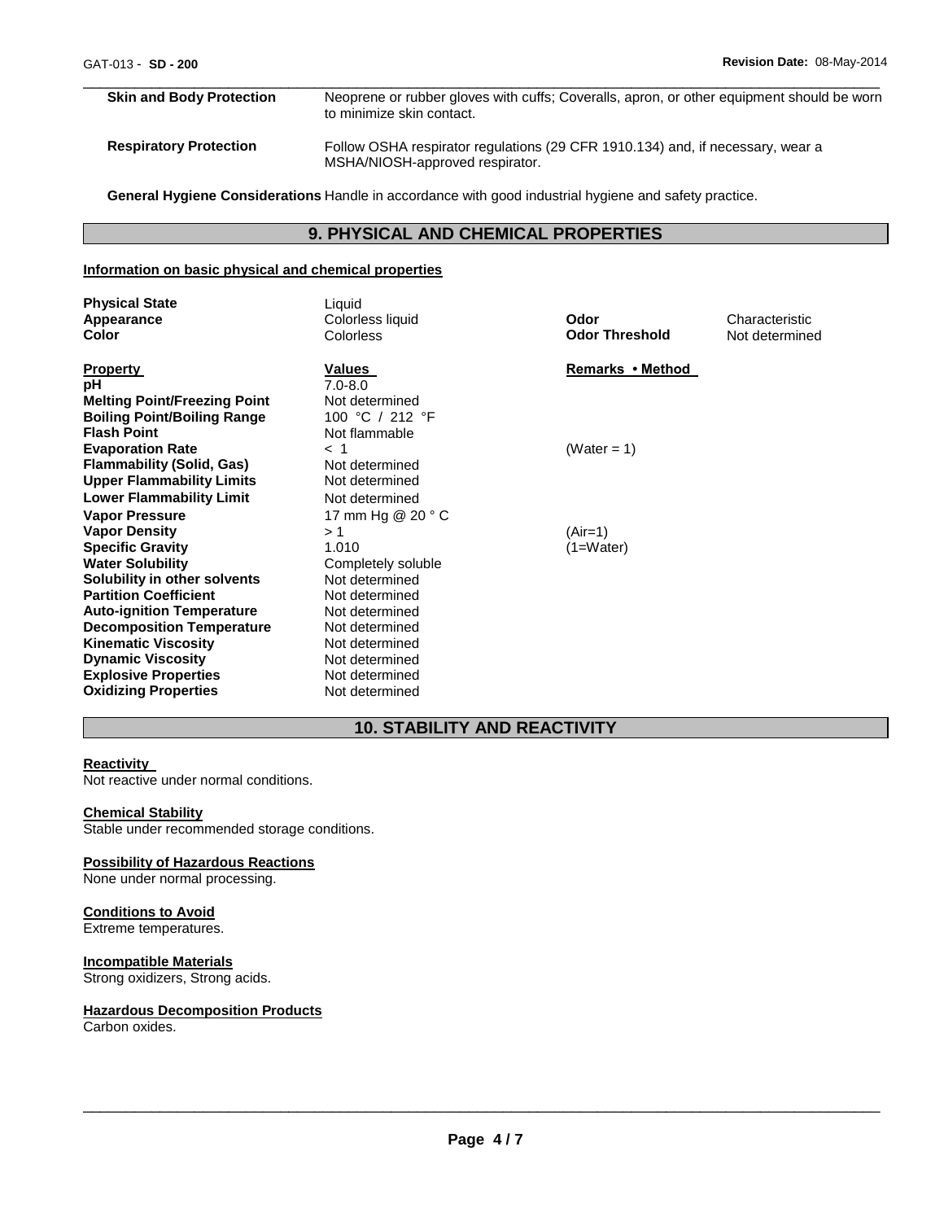| | |
|---|---|
| **Skin and Body Protection** | Neoprene or rubber gloves with cuffs; Coveralls, apron, or other equipment should be worn to minimize skin contact. |
| **Respiratory Protection** | Follow OSHA respirator regulations (29 CFR 1910.134) and, if necessary, wear a MSHA/NIOSH-approved respirator. |

**General Hygiene Considerations** Handle in accordance with good industrial hygiene and safety practice.

## 9. PHYSICAL AND CHEMICAL PROPERTIES

**Information on basic physical and chemical properties**

| | | | |
|---|---|---|---|
| **Physical State** | Liquid | | |
| **Appearance** | Colorless liquid | **Odor** | Characteristic |
| **Color** | Colorless | **Odor Threshold** | Not determined |

| **Property** | **Values** | **Remarks • Method** |
|---|---|---|
| **pH** | 7.0-8.0 | |
| **Melting Point/Freezing Point** | Not determined | |
| **Boiling Point/Boiling Range** | 100 °C / 212 °F | |
| **Flash Point** | Not flammable | |
| **Evaporation Rate** | < 1 | (Water = 1) |
| **Flammability (Solid, Gas)** | Not determined | |
| **Upper Flammability Limits** | Not determined | |
| **Lower Flammability Limit** | Not determined | |
| **Vapor Pressure** | 17 mm Hg @ 20 ° C | |
| **Vapor Density** | > 1 | (Air=1) |
| **Specific Gravity** | 1.010 | (1=Water) |
| **Water Solubility** | Completely soluble | |
| **Solubility in other solvents** | Not determined | |
| **Partition Coefficient** | Not determined | |
| **Auto-ignition Temperature** | Not determined | |
| **Decomposition Temperature** | Not determined | |
| **Kinematic Viscosity** | Not determined | |
| **Dynamic Viscosity** | Not determined | |
| **Explosive Properties** | Not determined | |
| **Oxidizing Properties** | Not determined | |

## 10. STABILITY AND REACTIVITY

**Reactivity**

Not reactive under normal conditions.

**Chemical Stability**

Stable under recommended storage conditions.

**Possibility of Hazardous Reactions**

None under normal processing.

**Conditions to Avoid**

Extreme temperatures.

**Incompatible Materials**

Strong oxidizers, Strong acids.

**Hazardous Decomposition Products**

Carbon oxides.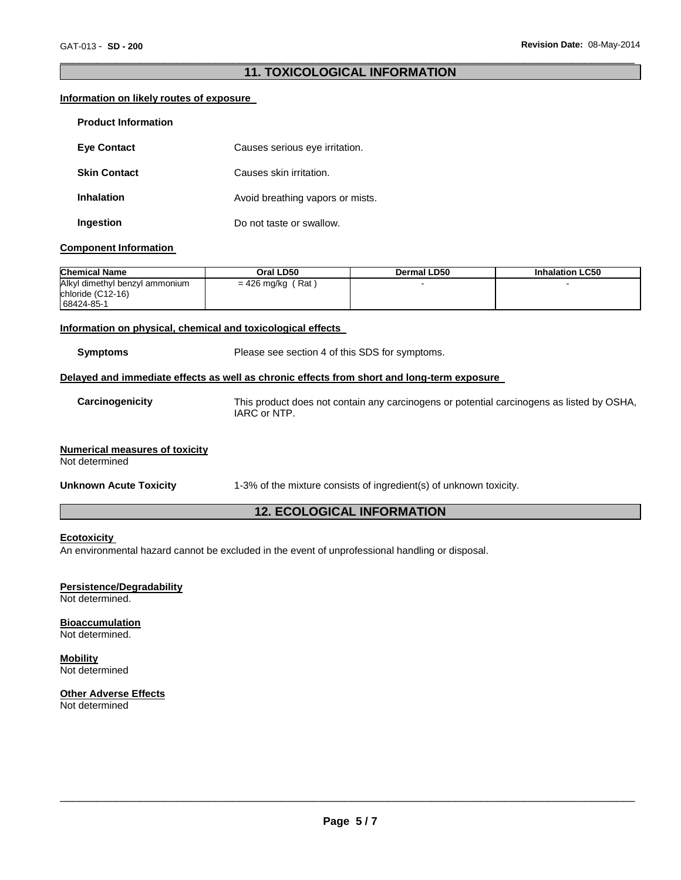## 11. TOXICOLOGICAL INFORMATION

**Information on likely routes of exposure**

**Product Information**

**Eye Contact** Causes serious eye irritation.

**Skin Contact** Causes skin irritation.

**Inhalation** Avoid breathing vapors or mists.

**Ingestion** Do not taste or swallow.

**Component Information**

| Chemical Name | Oral LD50 | Dermal LD50 | Inhalation LC50 |
|---|---|---|---|
| Alkyl dimethyl benzyl ammonium chloride (C12-16) 68424-85-1 | = 426 mg/kg ( Rat ) | - | - |

**Information on physical, chemical and toxicological effects**

**Symptoms** Please see section 4 of this SDS for symptoms.

**Delayed and immediate effects as well as chronic effects from short and long-term exposure**

**Carcinogenicity** This product does not contain any carcinogens or potential carcinogens as listed by OSHA, IARC or NTP.

**Numerical measures of toxicity**
Not determined

**Unknown Acute Toxicity** 1-3% of the mixture consists of ingredient(s) of unknown toxicity.

## 12. ECOLOGICAL INFORMATION

**Ecotoxicity**
An environmental hazard cannot be excluded in the event of unprofessional handling or disposal.

**Persistence/Degradability**
Not determined.

**Bioaccumulation**
Not determined.

**Mobility**
Not determined

**Other Adverse Effects**
Not determined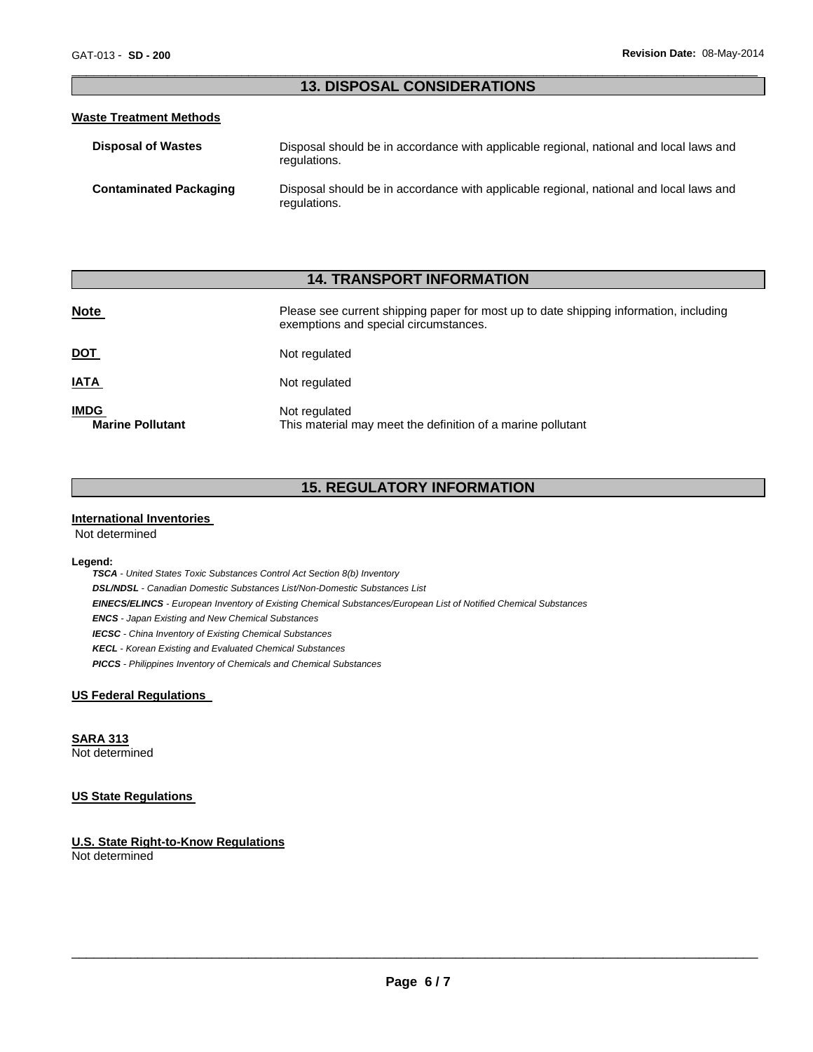## 13. DISPOSAL CONSIDERATIONS

### Waste Treatment Methods

| | |
|---|---|
| **Disposal of Wastes** | Disposal should be in accordance with applicable regional, national and local laws and regulations. |
| **Contaminated Packaging** | Disposal should be in accordance with applicable regional, national and local laws and regulations. |

## 14. TRANSPORT INFORMATION

| | |
|---|---|
| **Note** | Please see current shipping paper for most up to date shipping information, including exemptions and special circumstances. |
| **DOT** | Not regulated |
| **IATA** | Not regulated |
| **IMDG** | Not regulated |
| **Marine Pollutant** | This material may meet the definition of a marine pollutant |

## 15. REGULATORY INFORMATION

### International Inventories

Not determined

**Legend:**

***TSCA*** *- United States Toxic Substances Control Act Section 8(b) Inventory*
***DSL/NDSL*** *- Canadian Domestic Substances List/Non-Domestic Substances List*
***EINECS/ELINCS*** *- European Inventory of Existing Chemical Substances/European List of Notified Chemical Substances*
***ENCS*** *- Japan Existing and New Chemical Substances*
***IECSC*** *- China Inventory of Existing Chemical Substances*
***KECL*** *- Korean Existing and Evaluated Chemical Substances*
***PICCS*** *- Philippines Inventory of Chemicals and Chemical Substances*

### US Federal Regulations

### SARA 313

Not determined

### US State Regulations

### U.S. State Right-to-Know Regulations

Not determined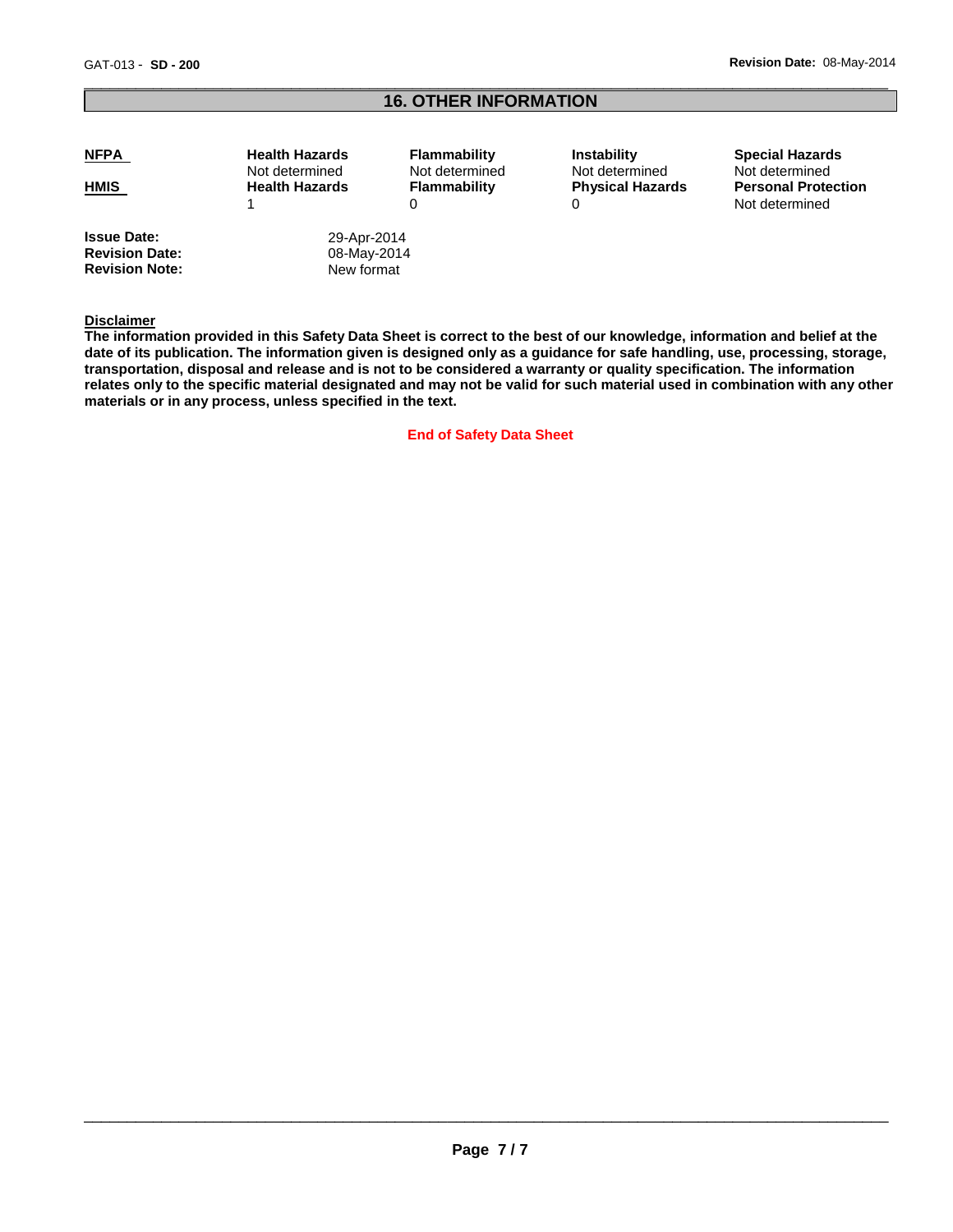## 16. OTHER INFORMATION

| | | | | |
|---|---|---|---|---|
| **NFPA** | **Health Hazards** | **Flammability** | **Instability** | **Special Hazards** |
| | Not determined | Not determined | Not determined | Not determined |
| **HMIS** | **Health Hazards** | **Flammability** | **Physical Hazards** | **Personal Protection** |
| | 1 | 0 | 0 | Not determined |

**Issue Date:** 29-Apr-2014
**Revision Date:** 08-May-2014
**Revision Note:** New format

**Disclaimer**

**The information provided in this Safety Data Sheet is correct to the best of our knowledge, information and belief at the date of its publication. The information given is designed only as a guidance for safe handling, use, processing, storage, transportation, disposal and release and is not to be considered a warranty or quality specification. The information relates only to the specific material designated and may not be valid for such material used in combination with any other materials or in any process, unless specified in the text.**

**End of Safety Data Sheet**